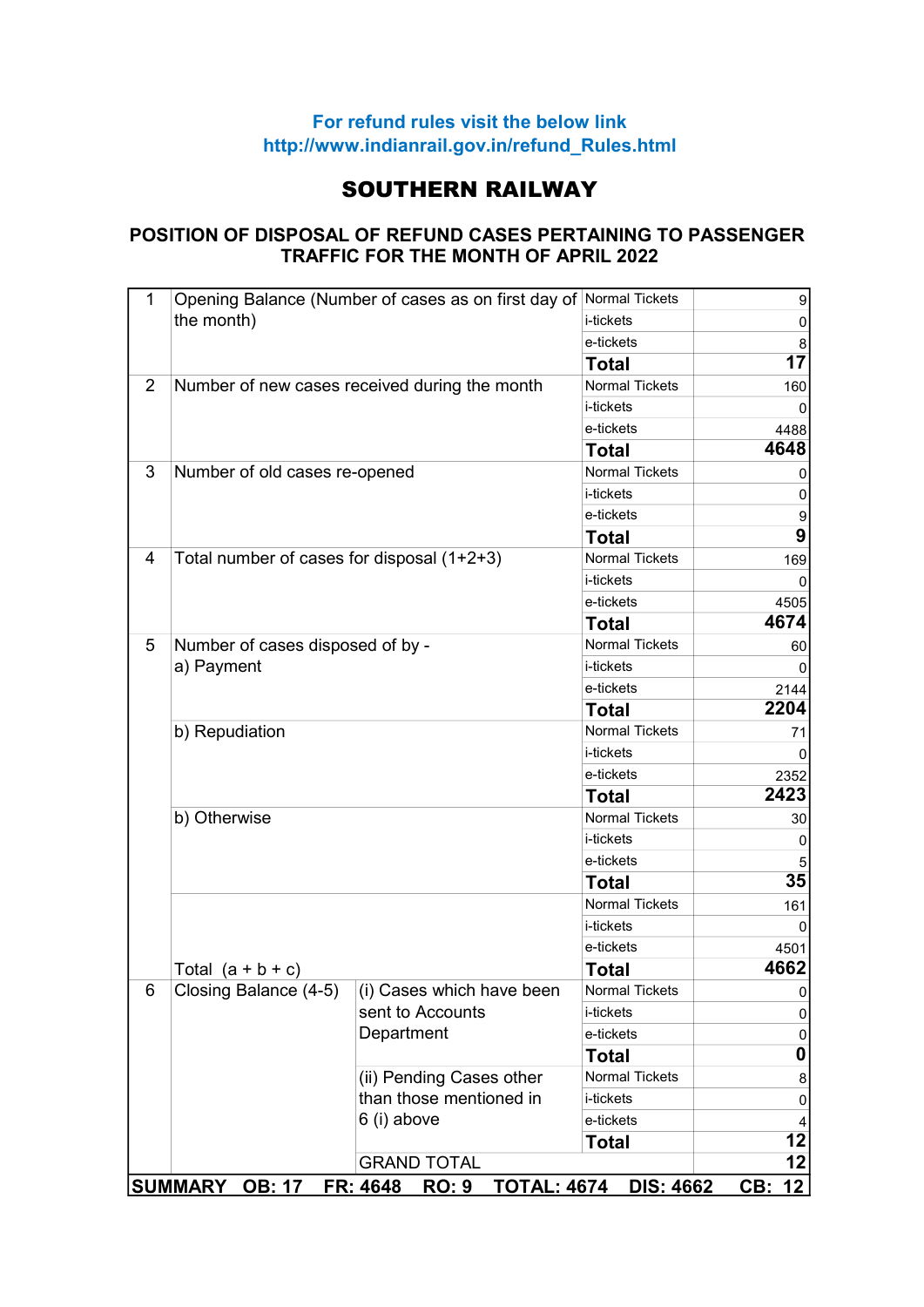For refund rules visit the below link
http://www.indianrail.gov.in/refund_Rules.html

# SOUTHERN RAILWAY

## POSITION OF DISPOSAL OF REFUND CASES PERTAINING TO PASSENGER TRAFFIC FOR THE MONTH OF APRIL 2022

| | | | | |
|---|---|---|---|---|
| 1 | Opening Balance (Number of cases as on first day of the month) | | Normal Tickets | 9 |
| | | | i-tickets | 0 |
| | | | e-tickets | 8 |
| | | | **Total** | **17** |
| 2 | Number of new cases received during the month | | Normal Tickets | 160 |
| | | | i-tickets | 0 |
| | | | e-tickets | 4488 |
| | | | **Total** | **4648** |
| 3 | Number of old cases re-opened | | Normal Tickets | 0 |
| | | | i-tickets | 0 |
| | | | e-tickets | 9 |
| | | | **Total** | **9** |
| 4 | Total number of cases for disposal (1+2+3) | | Normal Tickets | 169 |
| | | | i-tickets | 0 |
| | | | e-tickets | 4505 |
| | | | **Total** | **4674** |
| 5 | Number of cases disposed of by - a) Payment | | Normal Tickets | 60 |
| | | | i-tickets | 0 |
| | | | e-tickets | 2144 |
| | | | **Total** | **2204** |
| | b) Repudiation | | Normal Tickets | 71 |
| | | | i-tickets | 0 |
| | | | e-tickets | 2352 |
| | | | **Total** | **2423** |
| | b) Otherwise | | Normal Tickets | 30 |
| | | | i-tickets | 0 |
| | | | e-tickets | 5 |
| | | | **Total** | **35** |
| | Total (a + b + c) | | Normal Tickets | 161 |
| | | | i-tickets | 0 |
| | | | e-tickets | 4501 |
| | | | **Total** | **4662** |
| 6 | Closing Balance (4-5) | (i) Cases which have been sent to Accounts Department | Normal Tickets | 0 |
| | | | i-tickets | 0 |
| | | | e-tickets | 0 |
| | | | **Total** | **0** |
| | | (ii) Pending Cases other than those mentioned in 6 (i) above | Normal Tickets | 8 |
| | | | i-tickets | 0 |
| | | | e-tickets | 4 |
| | | | **Total** | **12** |
| | | GRAND TOTAL | | 12 |

**SUMMARY OB: 17 FR: 4648 RO: 9 TOTAL: 4674 DIS: 4662 CB: 12**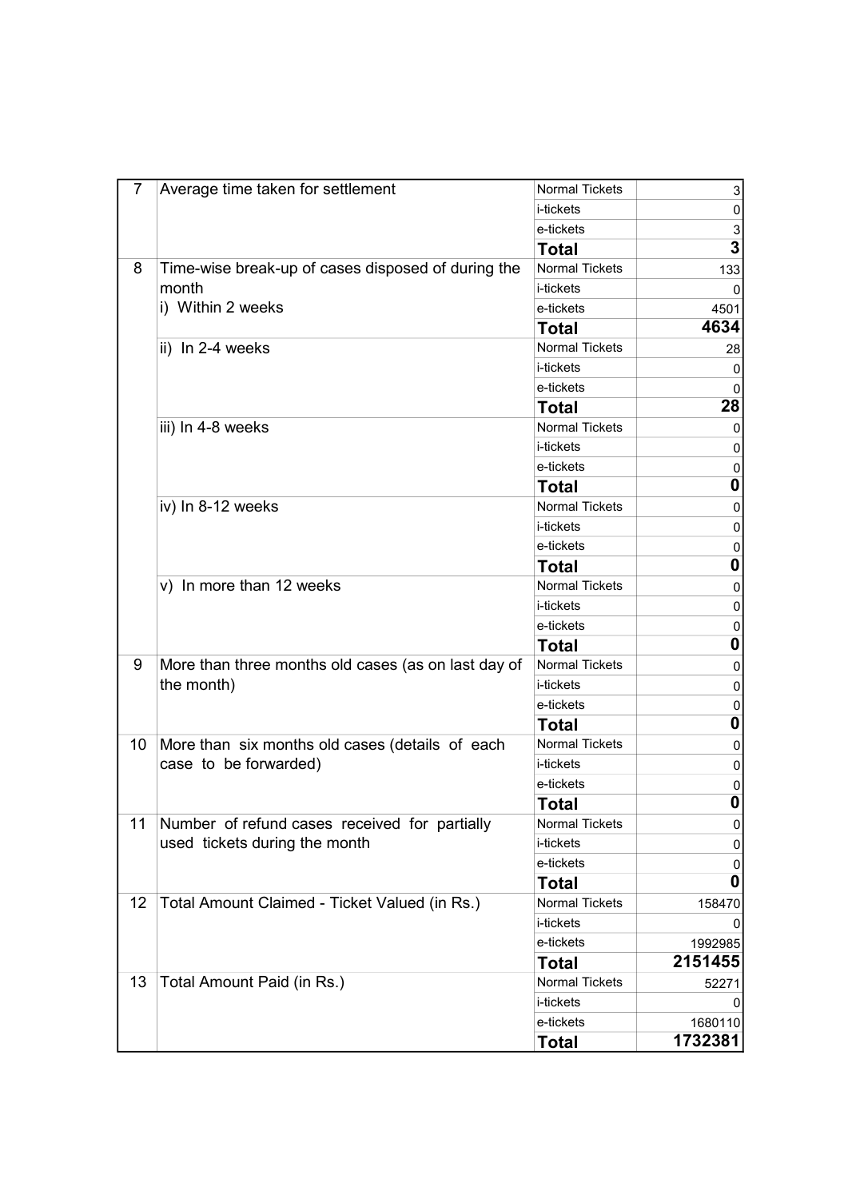| | | | |
|---|---|---|---|
| 7 | Average time taken for settlement | Normal Tickets | 3 |
| | | i-tickets | 0 |
| | | e-tickets | 3 |
| | | **Total** | **3** |
| 8 | Time-wise break-up of cases disposed of during the month<br>i) Within 2 weeks | Normal Tickets | 133 |
| | | i-tickets | 0 |
| | | e-tickets | 4501 |
| | | **Total** | **4634** |
| | ii) In 2-4 weeks | Normal Tickets | 28 |
| | | i-tickets | 0 |
| | | e-tickets | 0 |
| | | **Total** | **28** |
| | iii) In 4-8 weeks | Normal Tickets | 0 |
| | | i-tickets | 0 |
| | | e-tickets | 0 |
| | | **Total** | **0** |
| | iv) In 8-12 weeks | Normal Tickets | 0 |
| | | i-tickets | 0 |
| | | e-tickets | 0 |
| | | **Total** | **0** |
| | v) In more than 12 weeks | Normal Tickets | 0 |
| | | i-tickets | 0 |
| | | e-tickets | 0 |
| | | **Total** | **0** |
| 9 | More than three months old cases (as on last day of the month) | Normal Tickets | 0 |
| | | i-tickets | 0 |
| | | e-tickets | 0 |
| | | **Total** | **0** |
| 10 | More than six months old cases (details of each case to be forwarded) | Normal Tickets | 0 |
| | | i-tickets | 0 |
| | | e-tickets | 0 |
| | | **Total** | **0** |
| 11 | Number of refund cases received for partially used tickets during the month | Normal Tickets | 0 |
| | | i-tickets | 0 |
| | | e-tickets | 0 |
| | | **Total** | **0** |
| 12 | Total Amount Claimed - Ticket Valued (in Rs.) | Normal Tickets | 158470 |
| | | i-tickets | 0 |
| | | e-tickets | 1992985 |
| | | **Total** | **2151455** |
| 13 | Total Amount Paid (in Rs.) | Normal Tickets | 52271 |
| | | i-tickets | 0 |
| | | e-tickets | 1680110 |
| | | **Total** | **1732381** |